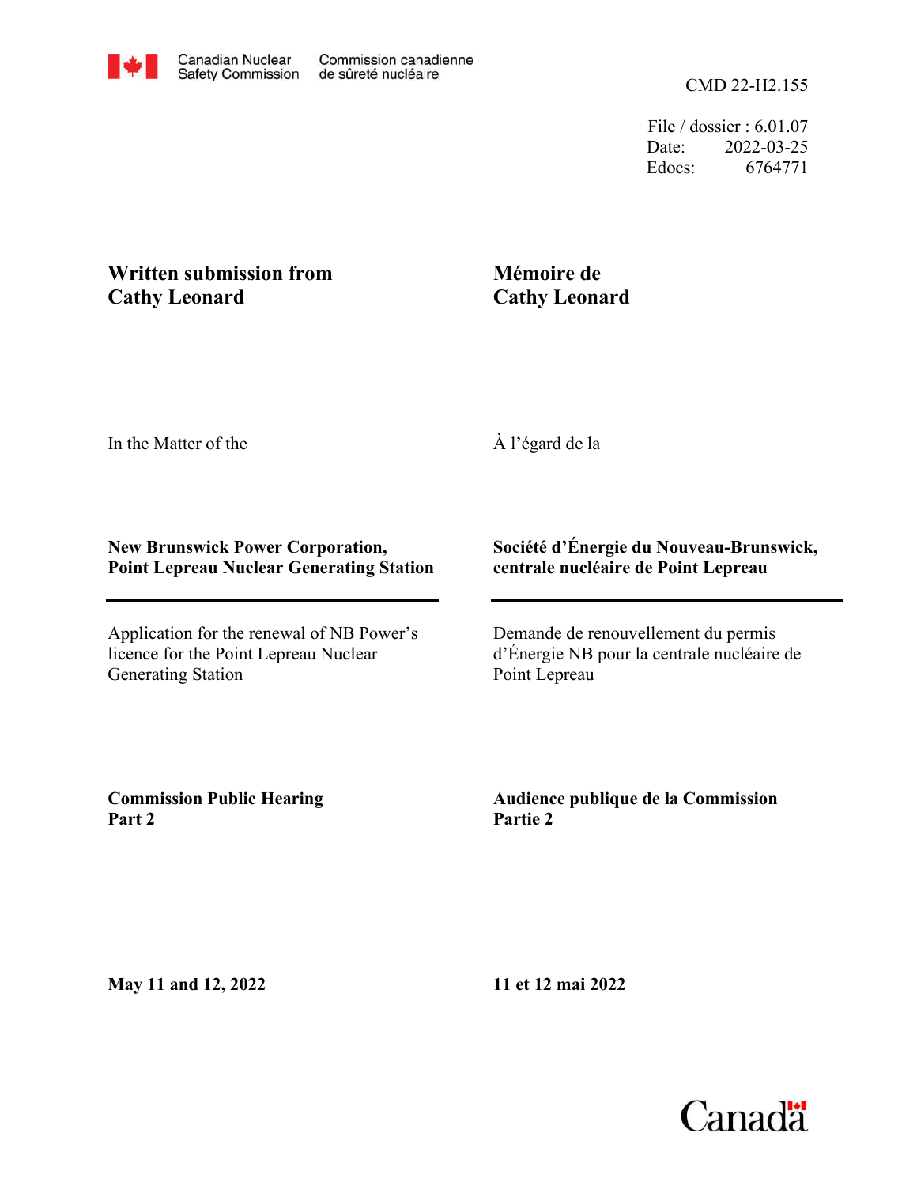Canadian Nuclear Safety Commission | Commission canadienne de sûreté nucléaire

CMD 22-H2.155

File / dossier : 6.01.07
Date: 2022-03-25
Edocs: 6764771

**Written submission from Cathy Leonard**

**Mémoire de Cathy Leonard**

In the Matter of the

À l'égard de la

**New Brunswick Power Corporation, Point Lepreau Nuclear Generating Station**

**Société d'Énergie du Nouveau-Brunswick, centrale nucléaire de Point Lepreau**

Application for the renewal of NB Power's licence for the Point Lepreau Nuclear Generating Station

Demande de renouvellement du permis d'Énergie NB pour la centrale nucléaire de Point Lepreau

**Commission Public Hearing Part 2**

**Audience publique de la Commission Partie 2**

**May 11 and 12, 2022**

**11 et 12 mai 2022**

Canada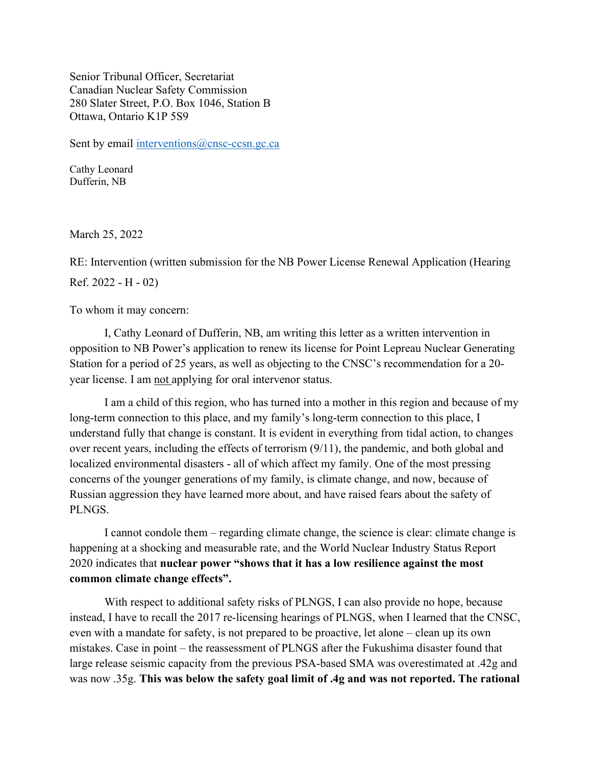Senior Tribunal Officer, Secretariat
Canadian Nuclear Safety Commission
280 Slater Street, P.O. Box 1046, Station B
Ottawa, Ontario K1P 5S9

Sent by email interventions@cnsc-ccsn.gc.ca

Cathy Leonard
Dufferin, NB

March 25, 2022

RE: Intervention (written submission for the NB Power License Renewal Application (Hearing Ref. 2022 - H - 02)

To whom it may concern:

I, Cathy Leonard of Dufferin, NB, am writing this letter as a written intervention in opposition to NB Power's application to renew its license for Point Lepreau Nuclear Generating Station for a period of 25 years, as well as objecting to the CNSC's recommendation for a 20-year license. I am not applying for oral intervenor status.

I am a child of this region, who has turned into a mother in this region and because of my long-term connection to this place, and my family's long-term connection to this place, I understand fully that change is constant. It is evident in everything from tidal action, to changes over recent years, including the effects of terrorism (9/11), the pandemic, and both global and localized environmental disasters - all of which affect my family. One of the most pressing concerns of the younger generations of my family, is climate change, and now, because of Russian aggression they have learned more about, and have raised fears about the safety of PLNGS.

I cannot condole them – regarding climate change, the science is clear: climate change is happening at a shocking and measurable rate, and the World Nuclear Industry Status Report 2020 indicates that **nuclear power "shows that it has a low resilience against the most common climate change effects".**

With respect to additional safety risks of PLNGS, I can also provide no hope, because instead, I have to recall the 2017 re-licensing hearings of PLNGS, when I learned that the CNSC, even with a mandate for safety, is not prepared to be proactive, let alone – clean up its own mistakes. Case in point – the reassessment of PLNGS after the Fukushima disaster found that large release seismic capacity from the previous PSA-based SMA was overestimated at .42g and was now .35g. **This was below the safety goal limit of .4g and was not reported. The rational**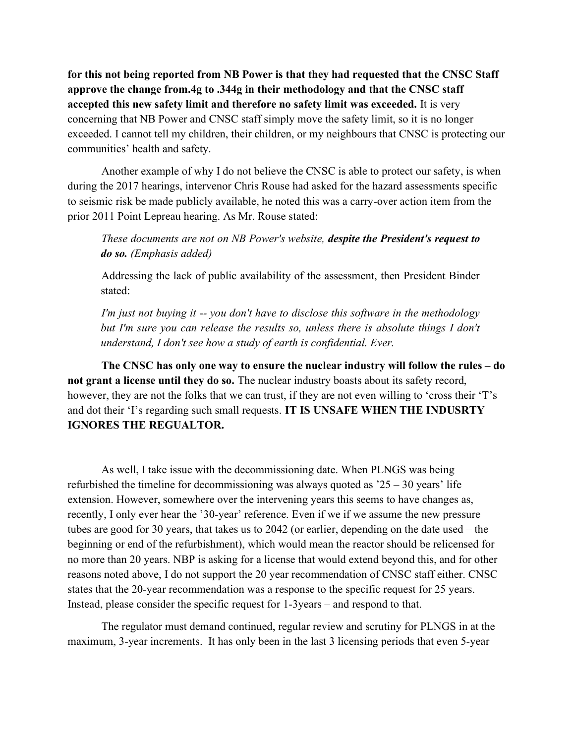**for this not being reported from NB Power is that they had requested that the CNSC Staff approve the change from.4g to .344g in their methodology and that the CNSC staff accepted this new safety limit and therefore no safety limit was exceeded.** It is very concerning that NB Power and CNSC staff simply move the safety limit, so it is no longer exceeded. I cannot tell my children, their children, or my neighbours that CNSC is protecting our communities' health and safety.

Another example of why I do not believe the CNSC is able to protect our safety, is when during the 2017 hearings, intervenor Chris Rouse had asked for the hazard assessments specific to seismic risk be made publicly available, he noted this was a carry-over action item from the prior 2011 Point Lepreau hearing. As Mr. Rouse stated:

> *These documents are not on NB Power's website,* ***despite the President's request to do so.*** *(Emphasis added)*
>
> Addressing the lack of public availability of the assessment, then President Binder stated:
>
> *I'm just not buying it -- you don't have to disclose this software in the methodology but I'm sure you can release the results so, unless there is absolute things I don't understand, I don't see how a study of earth is confidential. Ever.*

**The CNSC has only one way to ensure the nuclear industry will follow the rules – do not grant a license until they do so.** The nuclear industry boasts about its safety record, however, they are not the folks that we can trust, if they are not even willing to 'cross their 'T's and dot their 'I's regarding such small requests. **IT IS UNSAFE WHEN THE INDUSRTY IGNORES THE REGUALTOR.**

As well, I take issue with the decommissioning date. When PLNGS was being refurbished the timeline for decommissioning was always quoted as '25 – 30 years' life extension. However, somewhere over the intervening years this seems to have changes as, recently, I only ever hear the '30-year' reference. Even if we if we assume the new pressure tubes are good for 30 years, that takes us to 2042 (or earlier, depending on the date used – the beginning or end of the refurbishment), which would mean the reactor should be relicensed for no more than 20 years. NBP is asking for a license that would extend beyond this, and for other reasons noted above, I do not support the 20 year recommendation of CNSC staff either. CNSC states that the 20-year recommendation was a response to the specific request for 25 years. Instead, please consider the specific request for 1-3years – and respond to that.

The regulator must demand continued, regular review and scrutiny for PLNGS in at the maximum, 3-year increments. It has only been in the last 3 licensing periods that even 5-year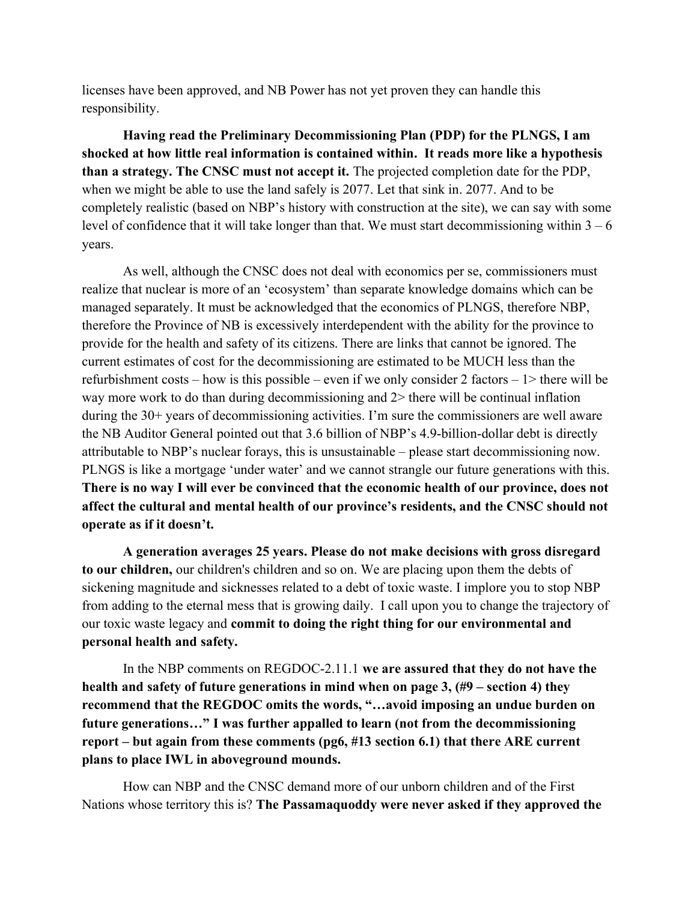licenses have been approved, and NB Power has not yet proven they can handle this responsibility.

**Having read the Preliminary Decommissioning Plan (PDP) for the PLNGS, I am shocked at how little real information is contained within. It reads more like a hypothesis than a strategy. The CNSC must not accept it.** The projected completion date for the PDP, when we might be able to use the land safely is 2077. Let that sink in. 2077. And to be completely realistic (based on NBP's history with construction at the site), we can say with some level of confidence that it will take longer than that. We must start decommissioning within 3 – 6 years.

As well, although the CNSC does not deal with economics per se, commissioners must realize that nuclear is more of an 'ecosystem' than separate knowledge domains which can be managed separately. It must be acknowledged that the economics of PLNGS, therefore NBP, therefore the Province of NB is excessively interdependent with the ability for the province to provide for the health and safety of its citizens. There are links that cannot be ignored. The current estimates of cost for the decommissioning are estimated to be MUCH less than the refurbishment costs – how is this possible – even if we only consider 2 factors – 1> there will be way more work to do than during decommissioning and 2> there will be continual inflation during the 30+ years of decommissioning activities. I'm sure the commissioners are well aware the NB Auditor General pointed out that 3.6 billion of NBP's 4.9-billion-dollar debt is directly attributable to NBP's nuclear forays, this is unsustainable – please start decommissioning now. PLNGS is like a mortgage 'under water' and we cannot strangle our future generations with this. **There is no way I will ever be convinced that the economic health of our province, does not affect the cultural and mental health of our province's residents, and the CNSC should not operate as if it doesn't.**

**A generation averages 25 years. Please do not make decisions with gross disregard to our children,** our children's children and so on. We are placing upon them the debts of sickening magnitude and sicknesses related to a debt of toxic waste. I implore you to stop NBP from adding to the eternal mess that is growing daily. I call upon you to change the trajectory of our toxic waste legacy and **commit to doing the right thing for our environmental and personal health and safety.**

In the NBP comments on REGDOC-2.11.1 **we are assured that they do not have the health and safety of future generations in mind when on page 3, (#9 – section 4) they recommend that the REGDOC omits the words, "…avoid imposing an undue burden on future generations…" I was further appalled to learn (not from the decommissioning report – but again from these comments (pg6, #13 section 6.1) that there ARE current plans to place IWL in aboveground mounds.**

How can NBP and the CNSC demand more of our unborn children and of the First Nations whose territory this is? **The Passamaquoddy were never asked if they approved the**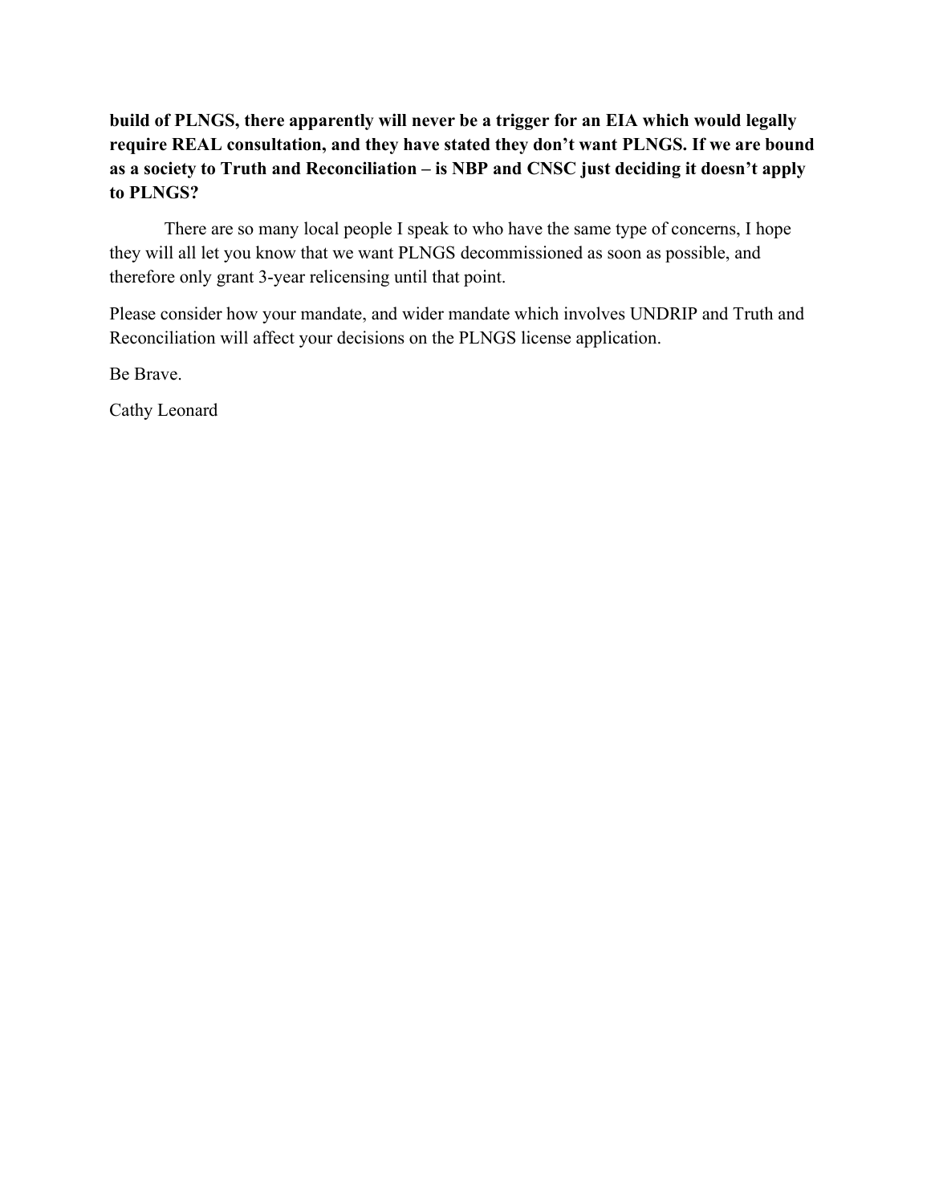**build of PLNGS, there apparently will never be a trigger for an EIA which would legally require REAL consultation, and they have stated they don't want PLNGS. If we are bound as a society to Truth and Reconciliation – is NBP and CNSC just deciding it doesn't apply to PLNGS?**

There are so many local people I speak to who have the same type of concerns, I hope they will all let you know that we want PLNGS decommissioned as soon as possible, and therefore only grant 3-year relicensing until that point.

Please consider how your mandate, and wider mandate which involves UNDRIP and Truth and Reconciliation will affect your decisions on the PLNGS license application.

Be Brave.

Cathy Leonard